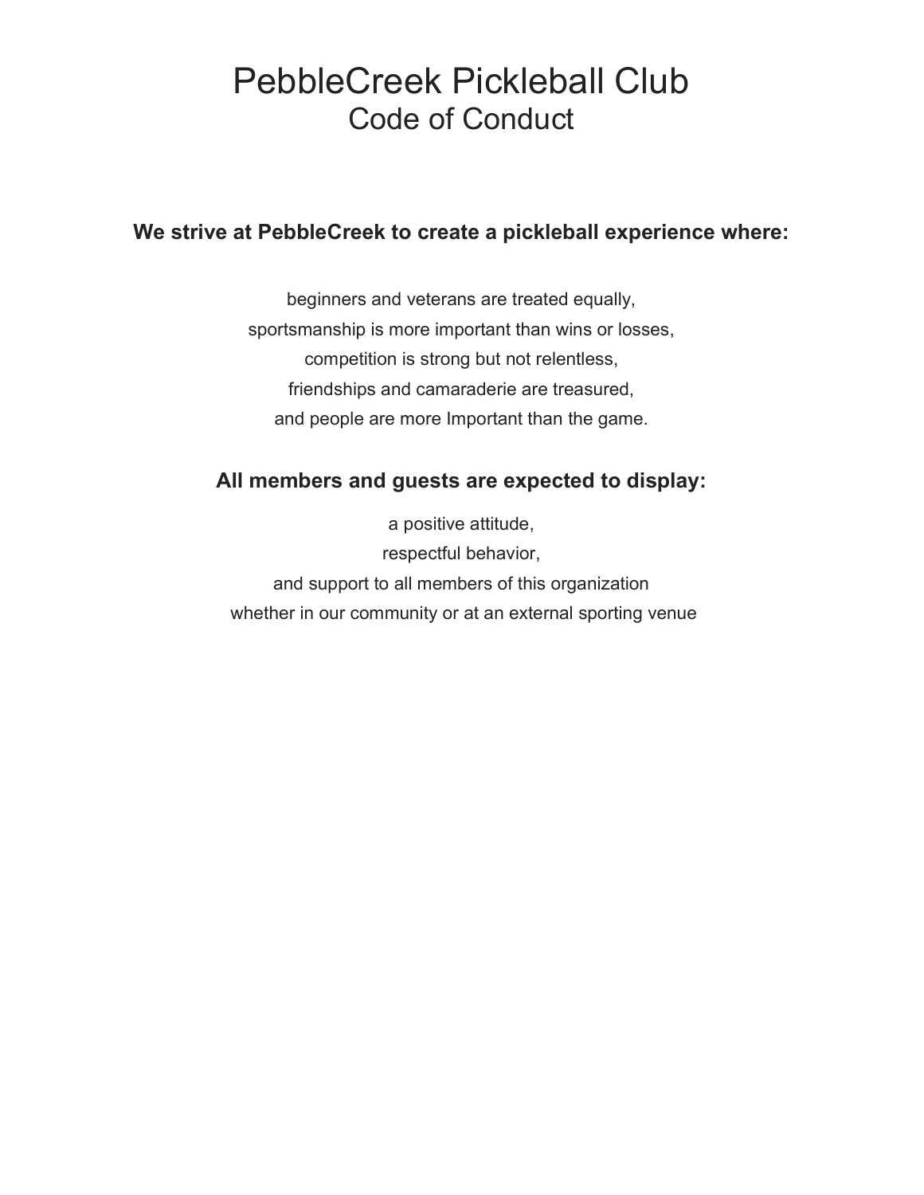# PebbleCreek Pickleball Club
## Code of Conduct

**We strive at PebbleCreek to create a pickleball experience where:**

beginners and veterans are treated equally,
sportsmanship is more important than wins or losses,
competition is strong but not relentless,
friendships and camaraderie are treasured,
and people are more Important than the game.

**All members and guests are expected to display:**

a positive attitude,
respectful behavior,
and support to all members of this organization
whether in our community or at an external sporting venue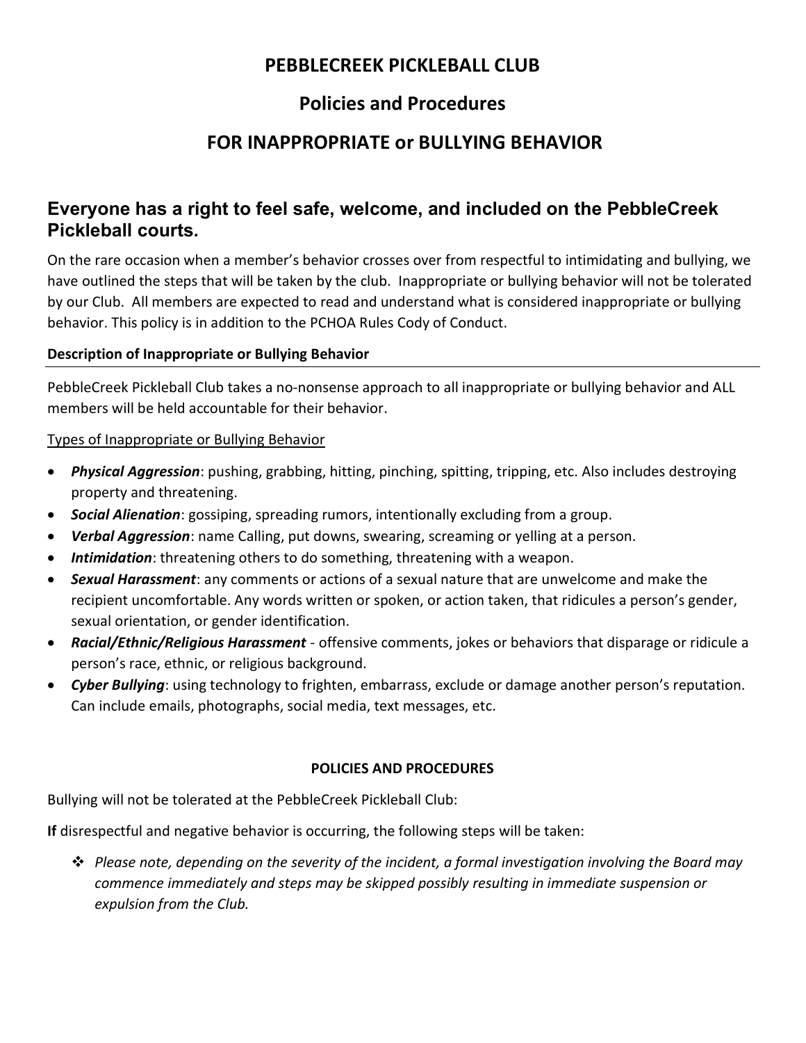# PEBBLECREEK PICKLEBALL CLUB

## Policies and Procedures

## FOR INAPPROPRIATE or BULLYING BEHAVIOR

### Everyone has a right to feel safe, welcome, and included on the PebbleCreek Pickleball courts.

On the rare occasion when a member's behavior crosses over from respectful to intimidating and bullying, we have outlined the steps that will be taken by the club. Inappropriate or bullying behavior will not be tolerated by our Club. All members are expected to read and understand what is considered inappropriate or bullying behavior. This policy is in addition to the PCHOA Rules Cody of Conduct.

**Description of Inappropriate or Bullying Behavior**

PebbleCreek Pickleball Club takes a no-nonsense approach to all inappropriate or bullying behavior and ALL members will be held accountable for their behavior.

<u>Types of Inappropriate or Bullying Behavior</u>

- ***Physical Aggression***: pushing, grabbing, hitting, pinching, spitting, tripping, etc. Also includes destroying property and threatening.
- ***Social Alienation***: gossiping, spreading rumors, intentionally excluding from a group.
- ***Verbal Aggression***: name Calling, put downs, swearing, screaming or yelling at a person.
- ***Intimidation***: threatening others to do something, threatening with a weapon.
- ***Sexual Harassment***: any comments or actions of a sexual nature that are unwelcome and make the recipient uncomfortable. Any words written or spoken, or action taken, that ridicules a person's gender, sexual orientation, or gender identification.
- ***Racial/Ethnic/Religious Harassment*** - offensive comments, jokes or behaviors that disparage or ridicule a person's race, ethnic, or religious background.
- ***Cyber Bullying***: using technology to frighten, embarrass, exclude or damage another person's reputation. Can include emails, photographs, social media, text messages, etc.

**POLICIES AND PROCEDURES**

Bullying will not be tolerated at the PebbleCreek Pickleball Club:

**If** disrespectful and negative behavior is occurring, the following steps will be taken:

- *Please note, depending on the severity of the incident, a formal investigation involving the Board may commence immediately and steps may be skipped possibly resulting in immediate suspension or expulsion from the Club.*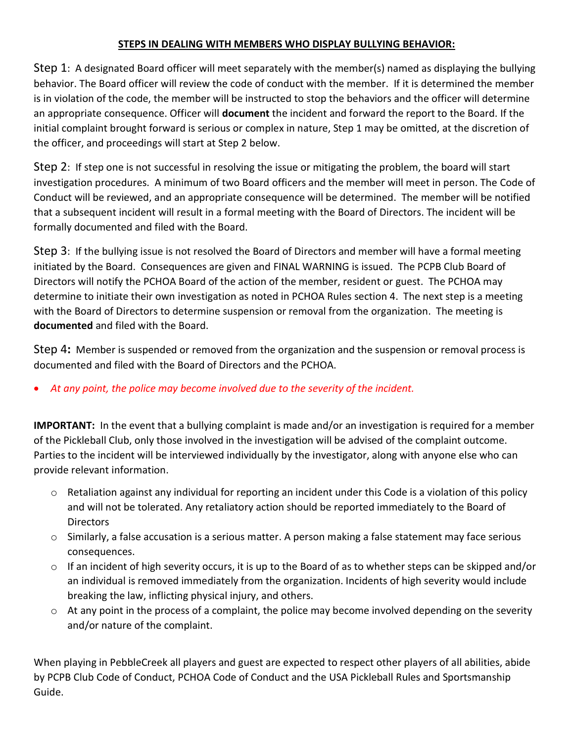## STEPS IN DEALING WITH MEMBERS WHO DISPLAY BULLYING BEHAVIOR:

Step 1: A designated Board officer will meet separately with the member(s) named as displaying the bullying behavior. The Board officer will review the code of conduct with the member. If it is determined the member is in violation of the code, the member will be instructed to stop the behaviors and the officer will determine an appropriate consequence. Officer will **document** the incident and forward the report to the Board. If the initial complaint brought forward is serious or complex in nature, Step 1 may be omitted, at the discretion of the officer, and proceedings will start at Step 2 below.

Step 2: If step one is not successful in resolving the issue or mitigating the problem, the board will start investigation procedures. A minimum of two Board officers and the member will meet in person. The Code of Conduct will be reviewed, and an appropriate consequence will be determined. The member will be notified that a subsequent incident will result in a formal meeting with the Board of Directors. The incident will be formally documented and filed with the Board.

Step 3: If the bullying issue is not resolved the Board of Directors and member will have a formal meeting initiated by the Board. Consequences are given and FINAL WARNING is issued. The PCPB Club Board of Directors will notify the PCHOA Board of the action of the member, resident or guest. The PCHOA may determine to initiate their own investigation as noted in PCHOA Rules section 4. The next step is a meeting with the Board of Directors to determine suspension or removal from the organization. The meeting is **documented** and filed with the Board.

Step 4**:** Member is suspended or removed from the organization and the suspension or removal process is documented and filed with the Board of Directors and the PCHOA.

- *At any point, the police may become involved due to the severity of the incident.*

**IMPORTANT:** In the event that a bullying complaint is made and/or an investigation is required for a member of the Pickleball Club, only those involved in the investigation will be advised of the complaint outcome. Parties to the incident will be interviewed individually by the investigator, along with anyone else who can provide relevant information.

- Retaliation against any individual for reporting an incident under this Code is a violation of this policy and will not be tolerated. Any retaliatory action should be reported immediately to the Board of Directors
- Similarly, a false accusation is a serious matter. A person making a false statement may face serious consequences.
- If an incident of high severity occurs, it is up to the Board of as to whether steps can be skipped and/or an individual is removed immediately from the organization. Incidents of high severity would include breaking the law, inflicting physical injury, and others.
- At any point in the process of a complaint, the police may become involved depending on the severity and/or nature of the complaint.

When playing in PebbleCreek all players and guest are expected to respect other players of all abilities, abide by PCPB Club Code of Conduct, PCHOA Code of Conduct and the USA Pickleball Rules and Sportsmanship Guide.